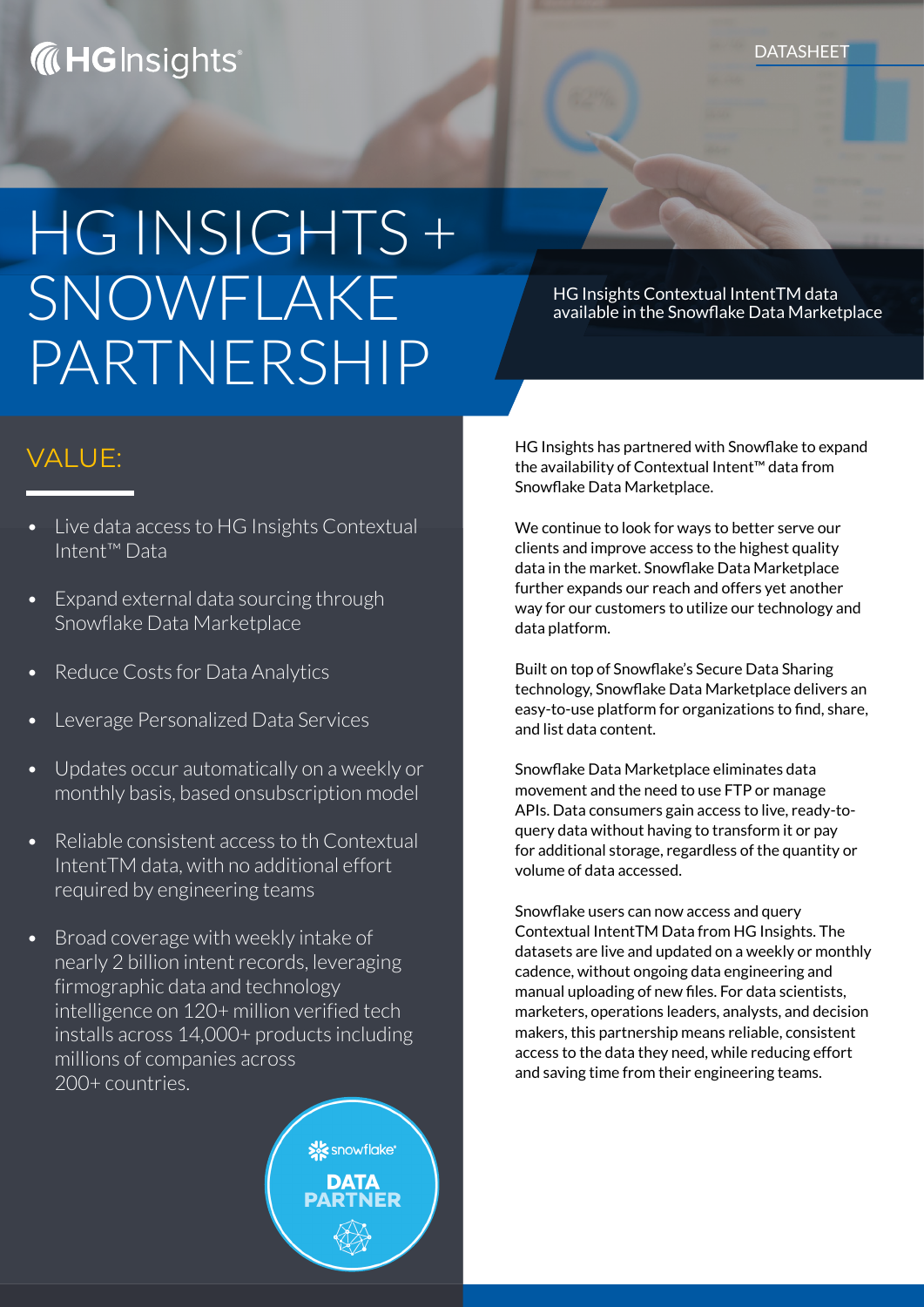DATASHEET

# HG INSIGHTS + SNOWFLAKE PARTNERSHIP

HG Insights Contextual IntentTM data available in the Snowflake Data Marketplace

## VALUE:

- Live data access to HG Insights Contextual Intent™ Data
- Expand external data sourcing through Snowflake Data Marketplace
- Reduce Costs for Data Analytics
- Leverage Personalized Data Services
- Updates occur automatically on a weekly or monthly basis, based onsubscription model
- Reliable consistent access to th Contextual IntentTM data, with no additional effort required by engineering teams
- Broad coverage with weekly intake of nearly 2 billion intent records, leveraging firmographic data and technology intelligence on 120+ million verified tech installs across 14,000+ products including millions of companies across 200+ countries.

HG Insights has partnered with Snowflake to expand the availability of Contextual Intent™ data from Snowflake Data Marketplace.

We continue to look for ways to better serve our clients and improve access to the highest quality data in the market. Snowflake Data Marketplace further expands our reach and offers yet another way for our customers to utilize our technology and data platform.

Built on top of Snowflake's Secure Data Sharing technology, Snowflake Data Marketplace delivers an easy-to-use platform for organizations to find, share, and list data content.

Snowflake Data Marketplace eliminates data movement and the need to use FTP or manage APIs. Data consumers gain access to live, ready-to-query data without having to transform it or pay for additional storage, regardless of the quantity or volume of data accessed.

Snowflake users can now access and query Contextual IntentTM Data from HG Insights. The datasets are live and updated on a weekly or monthly cadence, without ongoing data engineering and manual uploading of new files. For data scientists, marketers, operations leaders, analysts, and decision makers, this partnership means reliable, consistent access to the data they need, while reducing effort and saving time from their engineering teams.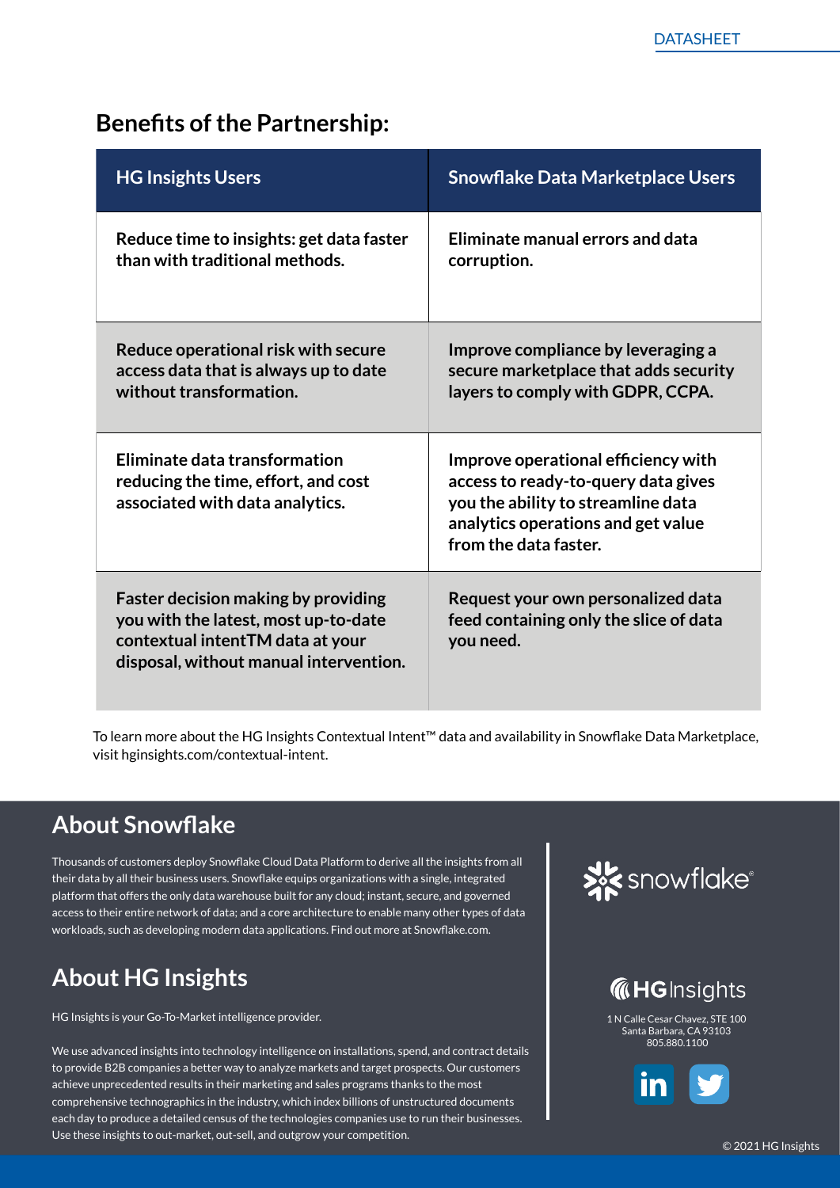## Benefits of the Partnership:

| HG Insights Users | Snowflake Data Marketplace Users |
|---|---|
| **Reduce time to insights: get data faster than with traditional methods.** | **Eliminate manual errors and data corruption.** |
| **Reduce operational risk with secure access data that is always up to date without transformation.** | **Improve compliance by leveraging a secure marketplace that adds security layers to comply with GDPR, CCPA.** |
| **Eliminate data transformation reducing the time, effort, and cost associated with data analytics.** | **Improve operational efficiency with access to ready-to-query data gives you the ability to streamline data analytics operations and get value from the data faster.** |
| **Faster decision making by providing you with the latest, most up-to-date contextual intentTM data at your disposal, without manual intervention.** | **Request your own personalized data feed containing only the slice of data you need.** |

To learn more about the HG Insights Contextual Intent™ data and availability in Snowflake Data Marketplace, visit hginsights.com/contextual-intent.

## About Snowflake

Thousands of customers deploy Snowflake Cloud Data Platform to derive all the insights from all their data by all their business users. Snowflake equips organizations with a single, integrated platform that offers the only data warehouse built for any cloud; instant, secure, and governed access to their entire network of data; and a core architecture to enable many other types of data workloads, such as developing modern data applications. Find out more at Snowflake.com.

## About HG Insights

HG Insights is your Go-To-Market intelligence provider.

We use advanced insights into technology intelligence on installations, spend, and contract details to provide B2B companies a better way to analyze markets and target prospects. Our customers achieve unprecedented results in their marketing and sales programs thanks to the most comprehensive technographics in the industry, which index billions of unstructured documents each day to produce a detailed census of the technologies companies use to run their businesses. Use these insights to out-market, out-sell, and outgrow your competition.

snowflake

HG Insights

1 N Calle Cesar Chavez, STE 100
Santa Barbara, CA 93103
805.880.1100

© 2021 HG Insights